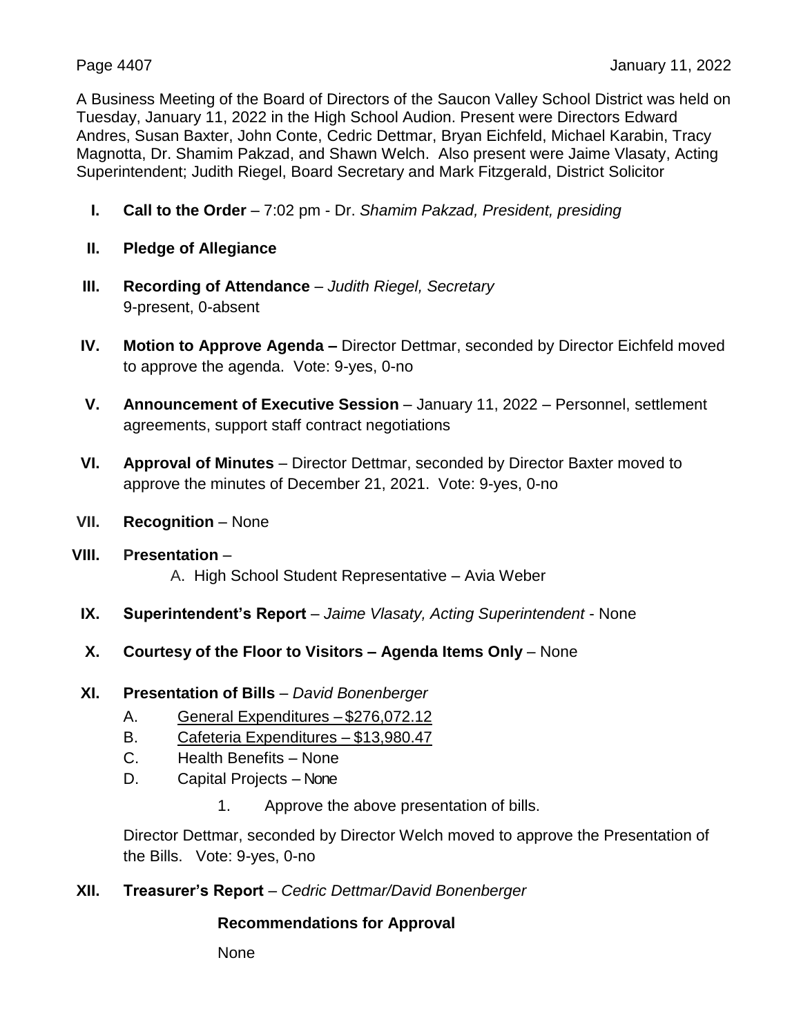A Business Meeting of the Board of Directors of the Saucon Valley School District was held on Tuesday, January 11, 2022 in the High School Audion. Present were Directors Edward Andres, Susan Baxter, John Conte, Cedric Dettmar, Bryan Eichfeld, Michael Karabin, Tracy Magnotta, Dr. Shamim Pakzad, and Shawn Welch. Also present were Jaime Vlasaty, Acting Superintendent; Judith Riegel, Board Secretary and Mark Fitzgerald, District Solicitor

I. **Call to the Order** – 7:02 pm - Dr. *Shamim Pakzad, President, presiding*

II. **Pledge of Allegiance**

III. **Recording of Attendance** – *Judith Riegel, Secretary*
9-present, 0-absent

IV. **Motion to Approve Agenda –** Director Dettmar, seconded by Director Eichfeld moved to approve the agenda. Vote: 9-yes, 0-no

V. **Announcement of Executive Session** – January 11, 2022 – Personnel, settlement agreements, support staff contract negotiations

VI. **Approval of Minutes** – Director Dettmar, seconded by Director Baxter moved to approve the minutes of December 21, 2021. Vote: 9-yes, 0-no

VII. **Recognition** – None

VIII. **Presentation** –
  A. High School Student Representative – Avia Weber

IX. **Superintendent's Report** – *Jaime Vlasaty, Acting Superintendent* - None

X. **Courtesy of the Floor to Visitors – Agenda Items Only** – None

XI. **Presentation of Bills** – *David Bonenberger*
  A. General Expenditures – $276,072.12
  B. Cafeteria Expenditures – $13,980.47
  C. Health Benefits – None
  D. Capital Projects – None
    1. Approve the above presentation of bills.

  Director Dettmar, seconded by Director Welch moved to approve the Presentation of the Bills. Vote: 9-yes, 0-no

XII. **Treasurer's Report** – *Cedric Dettmar/David Bonenberger*

  **Recommendations for Approval**

  None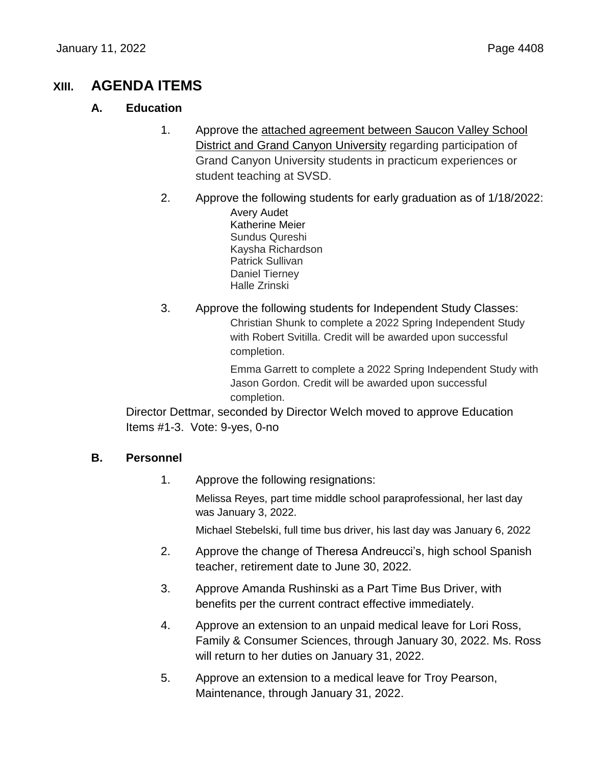## XIII. AGENDA ITEMS

### A. Education

1. Approve the attached agreement between Saucon Valley School District and Grand Canyon University regarding participation of Grand Canyon University students in practicum experiences or student teaching at SVSD.

2. Approve the following students for early graduation as of 1/18/2022:
   - Avery Audet
   - Katherine Meier
   - Sundus Qureshi
   - Kaysha Richardson
   - Patrick Sullivan
   - Daniel Tierney
   - Halle Zrinski

3. Approve the following students for Independent Study Classes:

   Christian Shunk to complete a 2022 Spring Independent Study with Robert Svitilla. Credit will be awarded upon successful completion.

   Emma Garrett to complete a 2022 Spring Independent Study with Jason Gordon. Credit will be awarded upon successful completion.

Director Dettmar, seconded by Director Welch moved to approve Education Items #1-3. Vote: 9-yes, 0-no

### B. Personnel

1. Approve the following resignations:

   Melissa Reyes, part time middle school paraprofessional, her last day was January 3, 2022.

   Michael Stebelski, full time bus driver, his last day was January 6, 2022

2. Approve the change of Theresa Andreucci's, high school Spanish teacher, retirement date to June 30, 2022.

3. Approve Amanda Rushinski as a Part Time Bus Driver, with benefits per the current contract effective immediately.

4. Approve an extension to an unpaid medical leave for Lori Ross, Family & Consumer Sciences, through January 30, 2022. Ms. Ross will return to her duties on January 31, 2022.

5. Approve an extension to a medical leave for Troy Pearson, Maintenance, through January 31, 2022.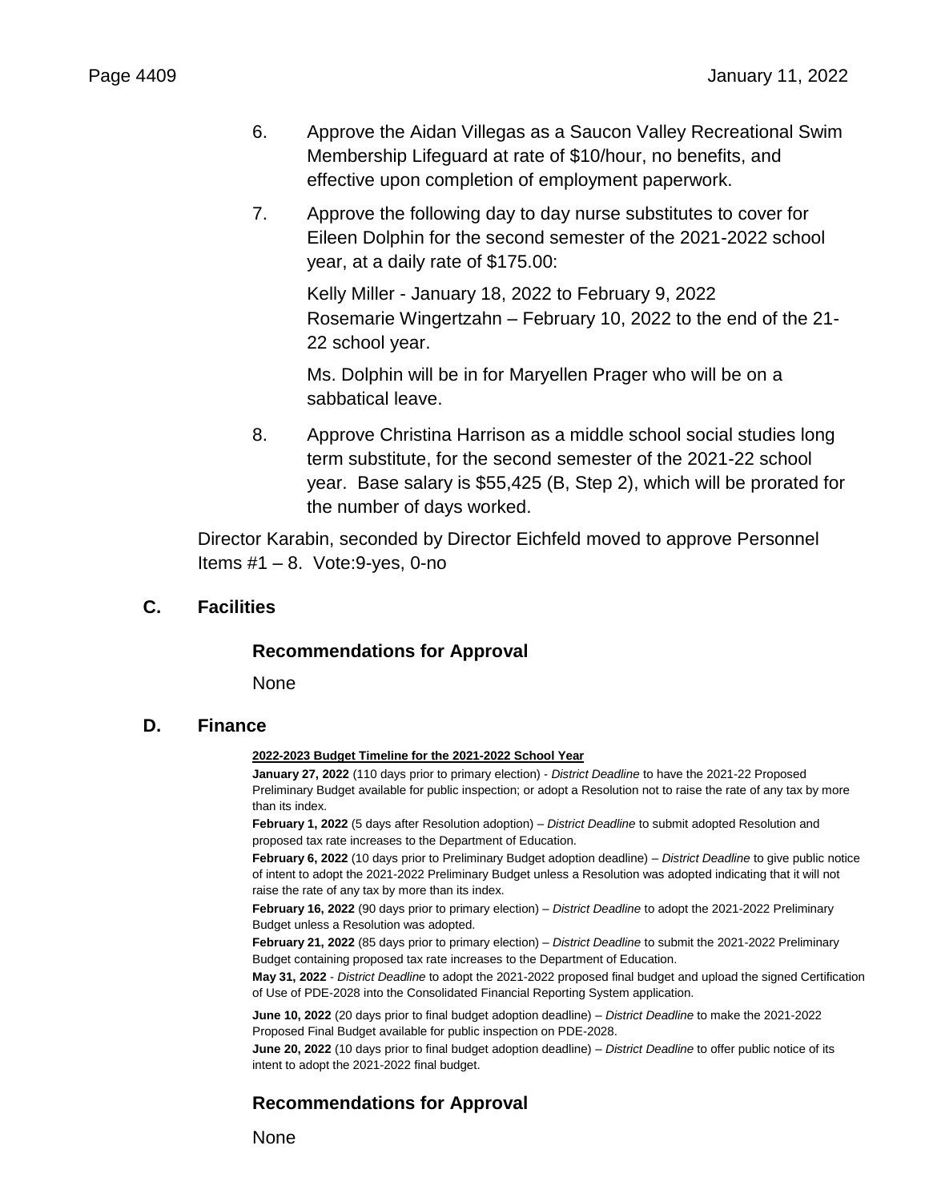6. Approve the Aidan Villegas as a Saucon Valley Recreational Swim Membership Lifeguard at rate of $10/hour, no benefits, and effective upon completion of employment paperwork.

7. Approve the following day to day nurse substitutes to cover for Eileen Dolphin for the second semester of the 2021-2022 school year, at a daily rate of $175.00:

   Kelly Miller - January 18, 2022 to February 9, 2022
   Rosemarie Wingertzahn – February 10, 2022 to the end of the 21-22 school year.

   Ms. Dolphin will be in for Maryellen Prager who will be on a sabbatical leave.

8. Approve Christina Harrison as a middle school social studies long term substitute, for the second semester of the 2021-22 school year. Base salary is $55,425 (B, Step 2), which will be prorated for the number of days worked.

Director Karabin, seconded by Director Eichfeld moved to approve Personnel Items #1 – 8. Vote:9-yes, 0-no

## C. Facilities

### Recommendations for Approval

None

## D. Finance

**2022-2023 Budget Timeline for the 2021-2022 School Year**

**January 27, 2022** (110 days prior to primary election) - *District Deadline* to have the 2021-22 Proposed Preliminary Budget available for public inspection; or adopt a Resolution not to raise the rate of any tax by more than its index.

**February 1, 2022** (5 days after Resolution adoption) – *District Deadline* to submit adopted Resolution and proposed tax rate increases to the Department of Education.

**February 6, 2022** (10 days prior to Preliminary Budget adoption deadline) – *District Deadline* to give public notice of intent to adopt the 2021-2022 Preliminary Budget unless a Resolution was adopted indicating that it will not raise the rate of any tax by more than its index.

**February 16, 2022** (90 days prior to primary election) – *District Deadline* to adopt the 2021-2022 Preliminary Budget unless a Resolution was adopted.

**February 21, 2022** (85 days prior to primary election) – *District Deadline* to submit the 2021-2022 Preliminary Budget containing proposed tax rate increases to the Department of Education.

**May 31, 2022** - *District Deadline* to adopt the 2021-2022 proposed final budget and upload the signed Certification of Use of PDE-2028 into the Consolidated Financial Reporting System application.

**June 10, 2022** (20 days prior to final budget adoption deadline) – *District Deadline* to make the 2021-2022 Proposed Final Budget available for public inspection on PDE-2028.

**June 20, 2022** (10 days prior to final budget adoption deadline) – *District Deadline* to offer public notice of its intent to adopt the 2021-2022 final budget.

### Recommendations for Approval

None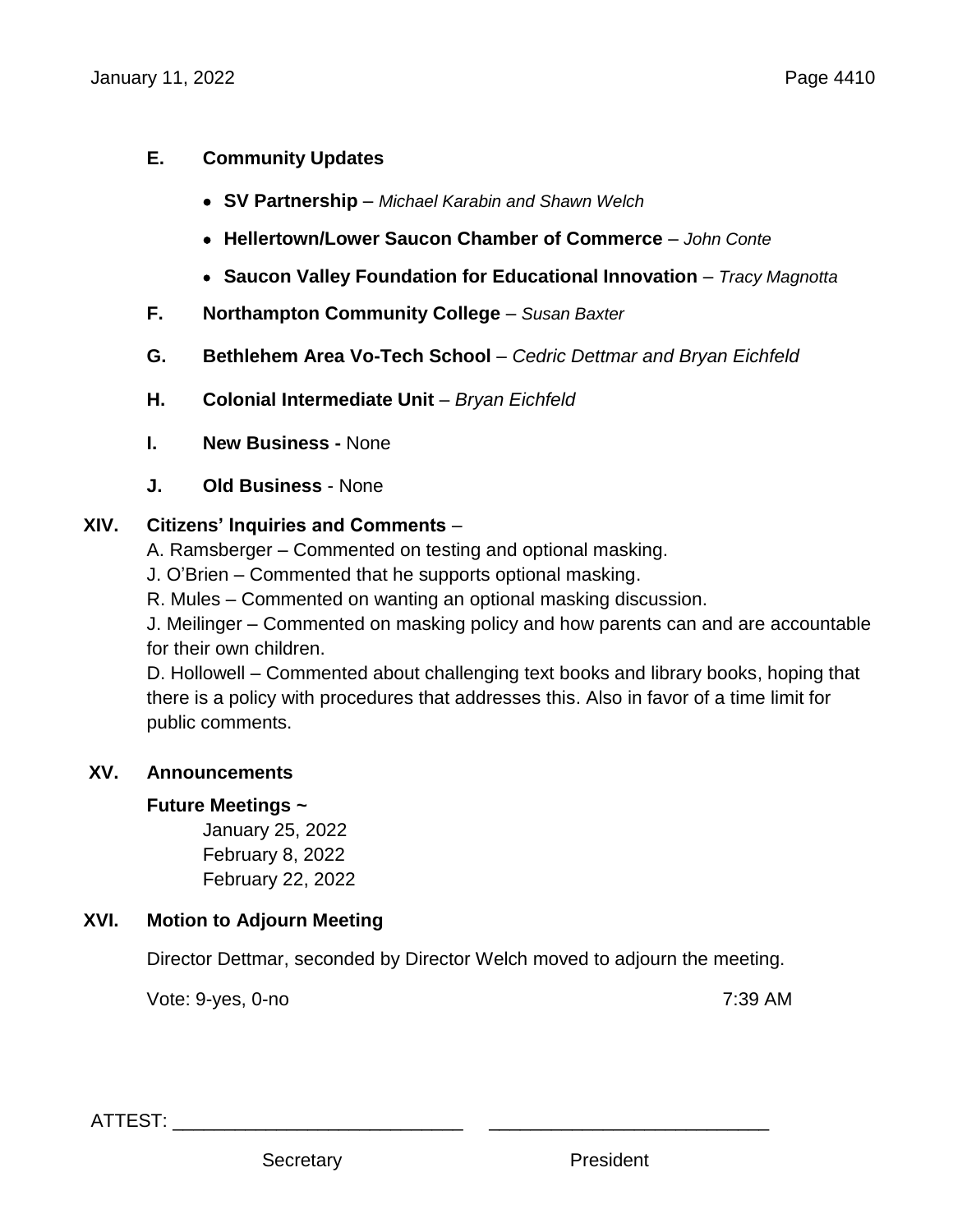**E. Community Updates**

- **SV Partnership** – *Michael Karabin and Shawn Welch*
- **Hellertown/Lower Saucon Chamber of Commerce** – *John Conte*
- **Saucon Valley Foundation for Educational Innovation** – *Tracy Magnotta*

**F. Northampton Community College** – *Susan Baxter*

**G. Bethlehem Area Vo-Tech School** – *Cedric Dettmar and Bryan Eichfeld*

**H. Colonial Intermediate Unit** – *Bryan Eichfeld*

**I. New Business -** None

**J. Old Business** - None

## XIV. Citizens' Inquiries and Comments –

A. Ramsberger – Commented on testing and optional masking.
J. O'Brien – Commented that he supports optional masking.
R. Mules – Commented on wanting an optional masking discussion.
J. Meilinger – Commented on masking policy and how parents can and are accountable for their own children.
D. Hollowell – Commented about challenging text books and library books, hoping that there is a policy with procedures that addresses this. Also in favor of a time limit for public comments.

## XV. Announcements

**Future Meetings ~**

January 25, 2022
February 8, 2022
February 22, 2022

## XVI. Motion to Adjourn Meeting

Director Dettmar, seconded by Director Welch moved to adjourn the meeting.

Vote: 9-yes, 0-no 7:39 AM

ATTEST: ____________________________ ___________________________

Secretary President